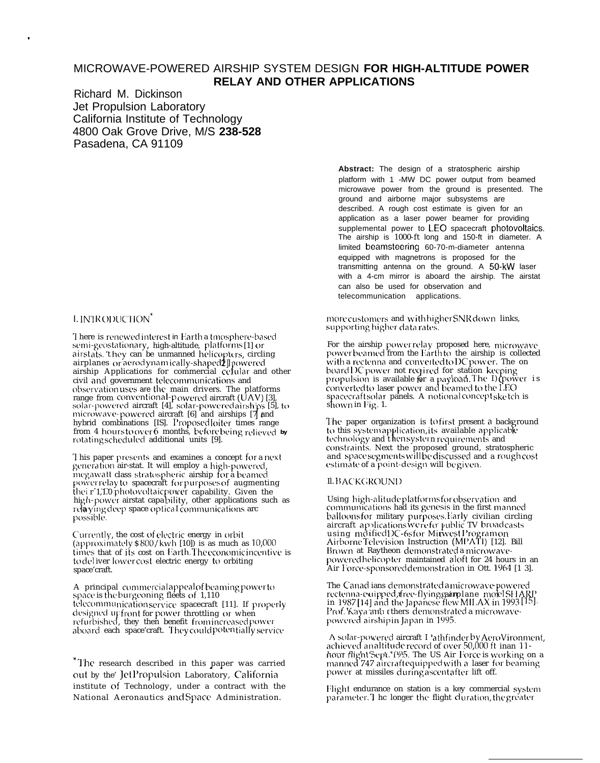# MICROWAVE-POWERED AIRSHIP SYSTEM DESIGN FOR HIGH-ALTITUDE POWER RELAY AND OTHER APPLICATIONS

Richard M. Dickinson
Jet Propulsion Laboratory
California Institute of Technology
4800 Oak Grove Drive, M/S **238-528**
Pasadena, CA 91109

**Abstract:** The design of a stratospheric airship platform with 1 -MW DC power output from beamed microwave power from the ground is presented. The ground and airborne major subsystems are described. A rough cost estimate is given for an application as a laser power beamer for providing supplemental power to LEO spacecraft photovoltaics. The airship is 1000-ft long and 150-ft in diameter. A limited beamsteering 60-70-m-diameter antenna equipped with magnetrons is proposed for the transmitting antenna on the ground. A 50-kW laser with a 4-cm mirror is aboard the airship. The airstat can also be used for observation and telecommunication applications.

## I. INTRODUCTION*

There is renewed interest in Earth atmosphere-based semi-geostationary, high-altitude, platforms [1] or airstats. They can be unmanned helicopters, circling airplanes or aerodynamically-shaped [2] powered airship Applications for commercial cellular and other civil and government telecommunications and observation uses are the main drivers. The platforms range from conventional-powered aircraft (UAV) [3], solar-powered aircraft [4], solar-powered airships [5], to microwave-powered aircraft [6] and airships [7] and hybrid combinations [8]. Proposed loiter times range from 4 hours to over 6 months, before being relieved by rotating scheduled additional units [9].

This paper presents and examines a concept for a next generation air-stat. It will employ a high-powered, megawatt class stratospheric airship for a beamed power relay to spacecraft for purposes of augmenting their LEO photovoltaic power capability. Given the high-power airstat capability, other applications such as relaying deep space optical communications are possible.

Currently, the cost of electric energy in orbit (approximately $800/kwh [10]) is as much as 10,000 times that of its cost on Earth. The economic incentive is to deliver lower cost electric energy to orbiting spacecraft.

A principal commercial appeal of beaming power to space is the burgeoning fleets of 1,110 telecommunication service spacecraft [11]. If properly designed up front for power throttling or when refurbished, they then benefit from increased power aboard each spacecraft. They could potentially service more customers and with higher SNR down links, supporting higher data rates.

For the airship power relay proposed here, microwave power beamed from the Earth to the airship is collected with a rectenna and converted to DC power. The on board DC power not required for station keeping propulsion is available for a payload. The DC power is converted to laser power and beamed to the LEO spacecraft solar panels. A notional concept sketch is shown in Fig. 1.

The paper organization is to first present a background to this system application, its available applicable technology and then system requirements and constraints. Next the proposed ground, stratospheric and space segments will be discussed and a rough cost estimate of a point-design will be given.

## II. BACKGROUND

Using high-altitude platforms for observation and communications had its genesis in the first manned balloons for military purposes. Early civilian circling aircraft applications were for public TV broadcasts using modified DC-6s for Midwest Program on Airborne Television Instruction (MPATI) [12]. Bill Brown at Raytheon demonstrated a microwave-powered helicopter maintained aloft for 24 hours in an Air Force-sponsored demonstration in Oct. 1964 [13].

The Canadians demonstrated a microwave-powered rectenna-equipped, free-flying airplane model SHARP in 1987 [14] and the Japanese flew MILAX in 1993 [15]. Prof. Kaya and others demonstrated a microwave-powered airship in Japan in 1995.

A solar-powered aircraft Pathfinder by AeroVironment, achieved an altitude record of over 50,000 ft in an 11-hour flight Sept. 1995. The US Air Force is working on a manned 747 aircraft equipped with a laser for beaming power at missiles during ascent after lift off.

Flight endurance on station is a key commercial system parameter. The longer the flight duration, the greater

* The research described in this paper was carried out by the Jet Propulsion Laboratory, California institute of Technology, under a contract with the National Aeronautics and Space Administration.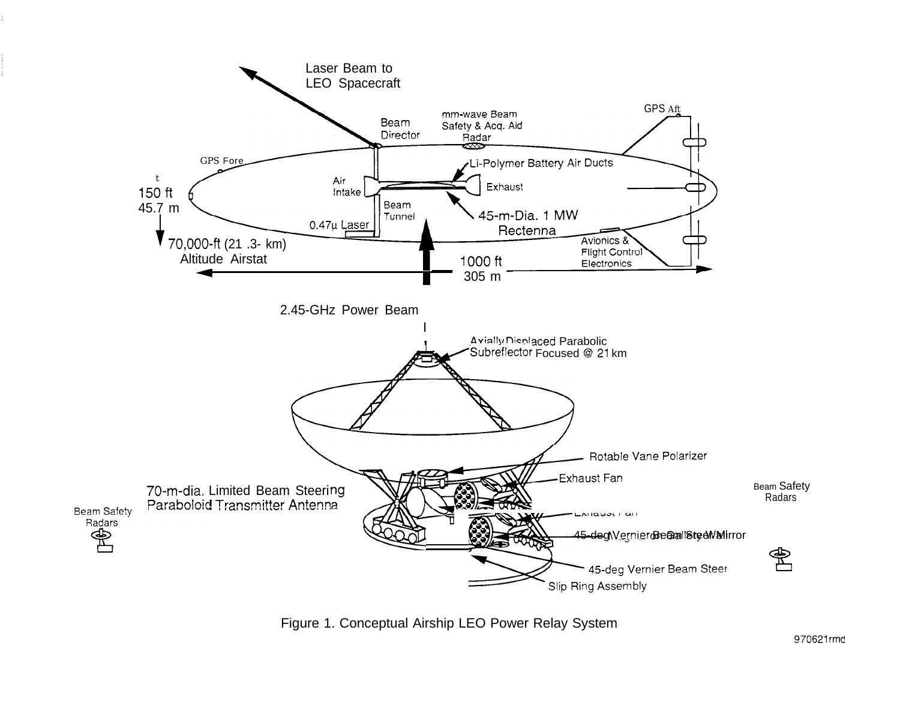Figure 1. Conceptual Airship LEO Power Relay System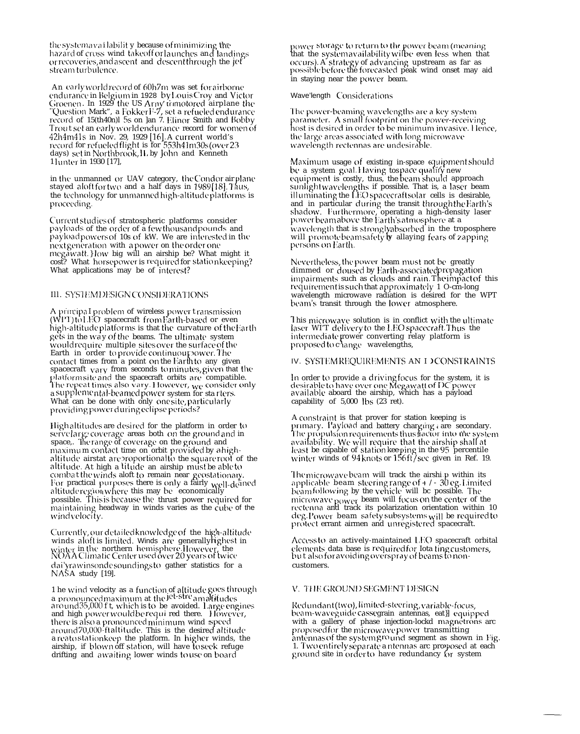the system availability because of minimizing the hazard of cross wind takeoff or launches and landings or recoveries, and ascent and descent through the jet stream turbulence.

An early world record of 60h7m was set for airborne endurance in Belgium in 1928 by Louis Croy and Victor Groenen. In 1929 the US Army trimotored airplane the "Question Mark", a Fokker F-7, set a refueled endurance record of 150h40m15s on Jan 7. Elinor Smith and Bobby Trout set an early world endurance record for women of 42h4m41s in Nov. 29, 1929 [16]. A current world's record for refueled flight is for 553h41m30s (over 23 days) set in Northbrook, IL by John and Kenneth Hunter in 1930 [17].

In the unmanned or UAV category, the Condor airplane stayed aloft for two and a half days in 1989 [18]. Thus, the technology for unmanned high-altitude platforms is proceeding.

Current studies of stratospheric platforms consider payloads of the order of a few thousand pounds and payload powers of 10s of kW. We are interested in the next generation with a power on the order one megawatt. How big will an airship be? What might it cost? What horsepower is required for stationkeeping? What applications may be of interest?

## III. SYSTEM DESIGN CONSIDERATIONS

A principal problem of wireless power transmission (WPT) to LEO spacecraft from Earth-based or even high-altitude platforms is that the curvature of the Earth gets in the way of the beams. The ultimate system would require multiple sites over the surface of the Earth in order to provide continuous power. The contact times from a point on the Earth to any given spacecraft vary from seconds to minutes, given that the platform site and the spacecraft orbits are compatible. The repeat times also vary. However, we consider only a supplemental-beamed power system for starters. What can be done with only one site, particularly providing power during eclipse periods?

High altitudes are desired for the platform in order to serve large coverage areas both on the ground and in space. The range of coverage on the ground and maximum contact time on orbit provided by a high-altitude airstat are proportional to the square root of the altitude. At high altitude an airship must be able to combat the winds aloft to remain near geostationary. For practical purposes there is only a fairly well-defined altitude region where this may be economically possible. This is because the thrust power required for maintaining headway in winds varies as the cube of the wind velocity.

Currently, our detailed knowledge of the high-altitude winds aloft is limited. Winds are generally highest in winter in the northern hemisphere. However, the NOAA Climatic Center used over 20 years of twice daily rawinsonde soundings to gather statistics for a NASA study [19].

The wind velocity as a function of altitude goes through a pronounced maximum at the jet-stream altitudes around 35,000 ft, which is to be avoided. Large engines and high power would be required there. However, there is also a pronounced minimum wind speed around 70,000-ft altitude. This is the desired altitude area to stationkeep the platform. In higher winds, the airship, if blown off station, will have to seek refuge drifting and awaiting lower winds to use on board power storage to return to the power beam (meaning that the system availability will be even less when that occurs). A strategy of advancing upstream as far as possible before the forecasted peak wind onset may aid in staying near the power beam.

### Wavelength Considerations

The power-beaming wavelengths are a key system parameter. A small footprint on the power-receiving host is desired in order to be minimum invasive. Hence, the large areas associated with long microwave wavelength rectennas are undesirable.

Maximum usage of existing in-space equipment should be a system goal. Having to space qualify new equipment is costly, thus, the beam should approach sunlight wavelengths if possible. That is, a laser beam illuminating the LEO spacecraft solar cells is desirable, and in particular during the transit through the Earth's shadow. Furthermore, operating a high-density laser power beam above the Earth's atmosphere at a wavelength that is strongly absorbed in the troposphere will promote beam safety by allaying fears of zapping persons on Earth.

Nevertheless, the power beam must not be greatly dimmed or doused by Earth-associated propagation impairments such as clouds and rain. The impact of this requirement is such that approximately 10-cm-long wavelength microwave radiation is desired for the WPT beam's transit through the lower atmosphere.

This microwave solution is in conflict with the ultimate laser WPT delivery to the LEO spacecraft. Thus the intermediate power converting relay platform is proposed to change wavelengths.

## IV. SYSTEM REQUIREMENTS AND CONSTRAINTS

In order to provide a driving focus for the system, it is desirable to have over one Megawatt of DC power available aboard the airship, which has a payload capability of 5,000 lbs (23 ret).

A constraint is that power for station keeping is primary. Payload and battery charging are secondary. The propulsion requirements thus factor into the system availability. We will require that the airship shall at least be capable of station keeping in the 95 percentile winter winds of 94 knots or 156 ft/sec given in Ref. 19.

The microwave beam will track the airship within its applicable beam steering range of +/- 30 deg. Limited beam following by the vehicle will be possible. The microwave power beam will focus on the center of the rectenna and track its polarization orientation within 10 deg. Power beam safety subsystems will be required to protect errant airmen and unregistered spacecraft.

Access to an actively-maintained LEO spacecraft orbital elements data base is required for locating customers, but also for avoiding overspray of beams to non-customers.

## V. THE GROUND SEGMENT DESIGN

Redundant (two), limited-steering, variable-focus, beam-waveguide cassegrain antennas, each equipped with a gallery of phase injection-locked magnetrons are proposed for the microwave power transmitting antennas of the system ground segment as shown in Fig. 1. Two entirely separate antennas are proposed at each ground site in order to have redundancy for system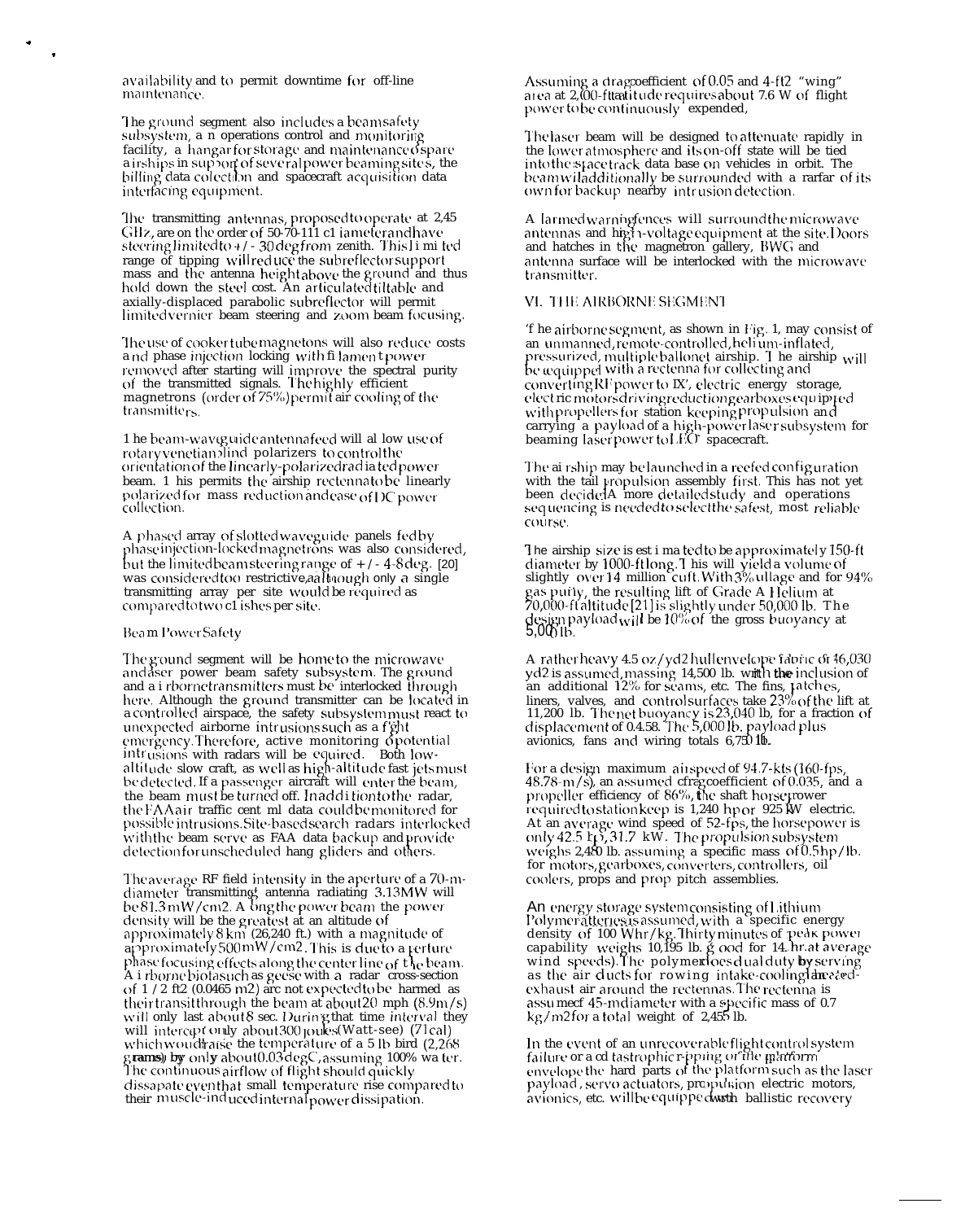availability and to permit downtime for off-line maintenance.

The ground segment also includes a beam safety subsystem, an operations control and monitoring facility, a hangar for storage and maintenance of spare airships in support of several power beaming sites, the billing data collection and spacecraft acquisition data interfacing equipment.

The transmitting antennas, proposed to operate at 2.45 GHz, are on the order of 50-70-111 diameter and have steering limited to +/- 30 deg from zenith. This limited range of tipping will reduce the subreflector support mass and the antenna height above the ground and thus hold down the steel cost. An articulated tiltable and axially-displaced parabolic subreflector will permit limited vernier beam steering and zoom beam focusing.

The use of cooker tube magnetons will also reduce costs and phase injection locking with filament power removed after starting will improve the spectral purity of the transmitted signals. The highly efficient magnetrons (order of 75%) permit air cooling of the transmitters.

The beam-waveguide antenna feed will allow use of rotary venetian blind polarizers to control the orientation of the linearly-polarized radiated power beam. This permits the airship rectenna to be linearly polarized for mass reduction and ease of DC power collection.

A phased array of slotted waveguide panels fed by phase injection-locked magnetrons was also considered, but the limited beam steering range of +/- 4-8 deg. [20] was considered too restrictive, although only a single transmitting array per site would be required as compared to two dishes per site.

### Beam Power Safety

The ground segment will be home to the microwave and laser power beam safety subsystem. The ground and airborne transmitters must be interlocked through here. Although the ground transmitter can be located in a controlled airspace, the safety subsystem must react to unexpected airborne intrusions such as a flight emergency. Therefore, active monitoring of potential intrusions with radars will be required. Both low-altitude slow craft, as well as high-altitude fast jets must be detected. If a passenger aircraft will enter the beam, the beam must be turned off. In addition to the radar, the FAA air traffic control data could be monitored for possible intrusions. Site-based search radars interlocked with the beam serve as FAA data backup and provide detection for unscheduled hang gliders and others.

The average RF field intensity in the aperture of a 70-m-diameter transmitting antenna radiating 3.13MW will be 81.3 mW/cm2. Along the power beam the power density will be the greatest at an altitude of approximately 8 km (26,240 ft.) with a magnitude of approximately 500 mW/cm2. This is due to aperture phase focusing effects along the center line of the beam. Airborne biota such as geese with a radar cross-section of 1/2 ft2 (0.0465 m2) are not expected to be harmed as their transit through the beam at about 20 mph (8.9 m/s) will only last about 8 sec. During that time interval they will intercept only about 300 joules (Watt-see) (71 cal) which would raise the temperature of a 5 lb bird (2,268 grams) by only about 0.03 degC, assuming 100% water. The continuous airflow of flight should quickly dissapate even that small temperature rise compared to their muscle-induced internal power dissipation.

Assuming a drag coefficient of 0.05 and 4-ft2 "wing" area at 2,000-ft altitude requires about 7.6 W of flight power to be continuously expended.

The laser beam will be designed to attenuate rapidly in the lower atmosphere and its on-off state will be tied into the spacetrack data base on vehicles in orbit. The beam will additionally be surrounded with a rarfar of its own for backup nearby intrusion detection.

Alarmed warning fences will surround the microwave antennas and high-voltage equipment at the site. Doors and hatches in the magnetron gallery, BWG and antenna surface will be interlocked with the microwave transmitter.

## VI. THE AIRBORNE SEGMENT

The airborne segment, as shown in Fig. 1, may consist of an unmanned, remote-controlled, helium-inflated, pressurized, multiple ballonet airship. The airship will be equipped with a rectenna for collecting and converting RF power to DC, electric energy storage, electric motors driving reduction gearboxes equipped with propellers for station keeping propulsion and carrying a payload of a high-power laser subsystem for beaming laser power to LEO spacecraft.

The airship may be launched in a reefed configuration with the tail propulsion assembly first. This has not yet been decided. A more detailed study and operations sequencing is needed to select the safest, most reliable course.

The airship size is estimated to be approximately 150-ft diameter by 1000-ft long. This will yield a volume of slightly over 14 million cuft. With 3% ullage and for 94% gas purity, the resulting lift of Grade A Helium at 70,000-ft altitude [21] is slightly under 50,000 lb. The design payload will be 10% of the gross buoyancy at 5,000 lb.

A rather heavy 4.5 oz/yd2 hull envelope fabric of 46,030 yd2 is assumed, massing 14,500 lb. with the inclusion of an additional 12% for seams, etc. The fins, patches, liners, valves, and control surfaces take 23% of the lift at 11,200 lb. The net buoyancy is 23,040 lb, for a fraction of displacement of 0.458. The 5,000 lb. payload plus avionics, fans and wiring totals 6,750 lb.

For a design maximum airspeed of 94.7-kts (160-fps, 48.78-m/s), an assumed drag coefficient of 0.035, and a propeller efficiency of 86%, the shaft horsepower required to stationkeep is 1,240 hp or 925 kW electric. At an average wind speed of 52-fps, the horsepower is only 42.5 hp, 31.7 kW. The propulsion subsystem weighs 2,480 lb. assuming a specific mass of 0.5 hp/lb. for motors, gearboxes, converters, controllers, oil coolers, props and prop pitch assemblies.

An energy storage system consisting of Lithium Polymer batteries is assumed, with a specific energy density of 100 Whr/kg. Thirty minutes of peak power capability weighs 10,195 lb. good for 14 hr. at average wind speeds). The polymer does dual duty by serving as the air ducts for rowing intake-cooling and heated-exhaust air around the rectennas. The rectenna is assumed 45-m diameter with a specific mass of 0.7 kg/m2 for a total weight of 2,455 lb.

In the event of an unrecoverable flight control system failure or a catastrophic ripping of the platform envelope the hard parts of the platform such as the laser payload, servo actuators, propulsion electric motors, avionics, etc. will be equipped with ballistic recovery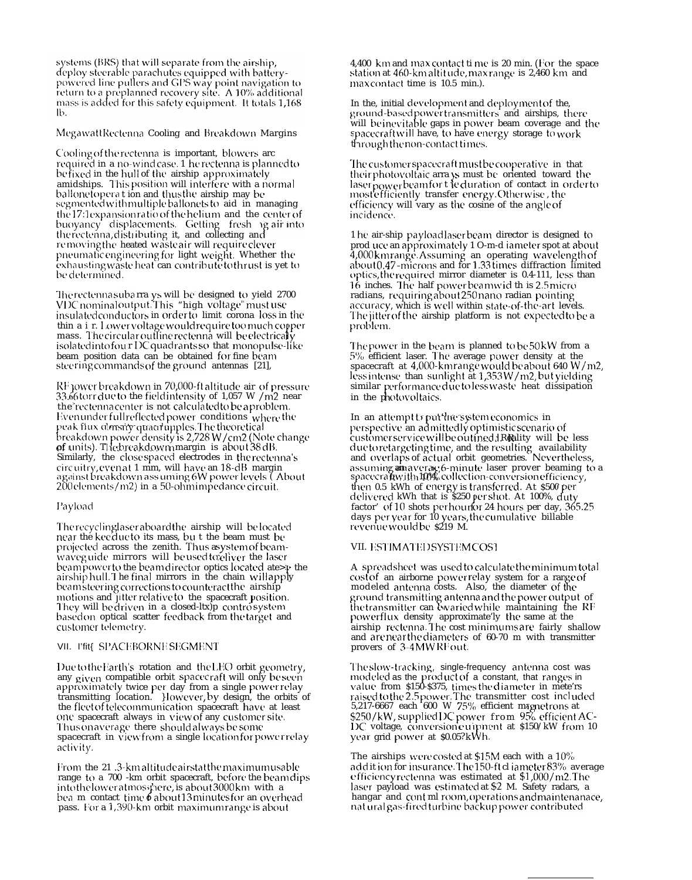systems (BRS) that will separate from the airship, deploy steerable parachutes equipped with battery-powered line pullers and GPS way point navigation to return to a preplanned recovery site. A 10% additional mass is added for this safety equipment. It totals 1,168 lb.

### Megawatt Rectenna Cooling and Breakdown Margins

Cooling of the rectenna is important, blowers are required in a no-wind case. The rectenna is planned to be fixed in the hull of the airship approximately amidships. This position will interfere with a normal ballonet operation and thus the airship may be segmented with multiple ballonets to aid in managing the 17:1 expansion ratio of the helium and the center of buoyancy displacements. Getting fresh ng air into the rectenna, distributing it, and collecting and removing the heated waste air will require clever pneumatic engineering for light weight. Whether the exhausting waste heat can contribute to thrust is yet to be determined.

The rectenna subarrays will be designed to yield 2700 VDC nominal output. This "high voltage" must use insulated conductors in order to limit corona loss in the thin air. Lower voltage would require too much copper mass. The circular outline rectenna will be electrically isolated into four DC quadrants so that monopulse-like beam position data can be obtained for fine beam steering commands of the ground antennas [21],

RF power breakdown in 70,000-ft altitude air of pressure 33.66 torr due to the field intensity of 1,057 W/m2 near the rectenna center is not calculated to be a problem. Even under full reflected power conditions where the peak flux density quadruples. The theoretical breakdown power density is 2,728 W/cm2 (Note change of units). The breakdown margin is about 38 dB. Similarly, the close spaced electrodes in the rectenna's circuitry, even at 1 mm, will have an 18-dB margin against breakdown assuming 6W power levels (About 200 elements/m2) in a 50-ohm impedance circuit.

### Payload

The recycling laser aboard the airship will be located near the keel due to its mass, but the beam must be projected across the zenith. Thus a system of beam-waveguide mirrors will be used to deliver the laser beam power to the beam director optics located atop the airship hull. The final mirrors in the chain will apply beam steering corrections to counteract the airship motions and jitter relative to the spacecraft position. They will be driven in a closed-loop control system based on optical scatter feedback from the target and customer telemetry.

## VII. THE SPACEBORNE SEGMENT

Due to the Earth's rotation and the LEO orbit geometry, any given compatible orbit spacecraft will only be seen approximately twice per day from a single power relay transmitting location. However, by design, the orbits of the fleet of telecommunication spacecraft have at least one spacecraft always in view of any customer site. Thus on average there should always be some spacecraft in view from a single location for power relay activity.

From the 21.3-km altitude airstat the maximum usable range to a 700-km orbit spacecraft, before the beam dips into the lower atmosphere, is about 3000 km with a beam contact time of about 13 minutes for an overhead pass. For a 1,390-km orbit maximum range is about 4,400 km and max contact time is 20 min. (For the space station at 460-km altitude, max range is 2,460 km and max contact time is 10.5 min.).

In the, initial development and deployment of the, ground-based power transmitters and airships, there will be inevitable gaps in power beam coverage and the spacecraft will have, to have energy storage to work through the non-contact times.

The customer spacecraft must be cooperative in that their photovoltaic arrays must be oriented toward the laser power beam for the duration of contact in order to most efficiently transfer energy. Otherwise, the efficiency will vary as the cosine of the angle of incidence.

The air-ship payload laser beam director is designed to produce an approximately 10-m-diameter spot at about 4,000 km range. Assuming an operating wavelength of about 0.47-microns and for 1.33 times diffraction limited optics, the required mirror diameter is 0.4-m, less than 16 inches. The half power beamwidth is 2.5 micro radians, requiring about 250 nano radian pointing accuracy, which is well within state-of-the-art levels. The jitter of the airship platform is not expected to be a problem.

The power in the beam is planned to be 50 kW from a 5% efficient laser. The average power density at the spacecraft at 4,000-km range would be about 640 W/m2, less intense than sunlight at 1,353 W/m2, but yielding similar performance due to less waste heat dissipation in the photovoltaics.

In an attempt to put the system economics in perspective an admittedly optimistic scenario of customer service will be outlined. Reality will be less due to retargeting time, and the resulting availability and overlaps of actual orbit geometries. Nevertheless, assuming an average 6-minute laser power beaming to a spacecraft with 10% collection-conversion efficiency, then 0.5 kWh of energy is transferred. At $500 per delivered kWh that is $250 per shot. At 100%, duty factor' of 10 shots per hour for 24 hours per day, 365.25 days per year for 10 years, the cumulative billable revenue would be $219 M.

## VII. ESTIMATED SYSTEM COST

A spreadsheet was used to calculate the minimum total cost of an airborne power relay system for a range of modeled antenna costs. Also, the diameter of the ground transmitting antenna and the power output of the transmitter can be varied while maintaining the RF power flux density approximately the same at the airship rectenna. The cost minimums are fairly shallow and are near the diameters of 60-70 m with transmitter powers of 3-4 MW RF out.

The slow-tracking, single-frequency antenna cost was modeled as the product of a constant, that ranges in value from $150-$375, times the diameter in meters raised to the 2.5 power. The transmitter cost included 5,217-6667 each 600 W 75% efficient magnetrons at $250/kW, supplied DC power from 95% efficient AC-DC voltage, conversion equipment at $150/kW from 10 year grid power at $0.05?kWh.

The airships were costed at $15M each with a 10% addition for insurance. The 150-ft diameter 83% average efficiency rectenna was estimated at $1,000/m2. The laser payload was estimated at $2 M. Safety radars, a hangar and control room, operations and maintenanace, natural gas-fired turbine backup power contributed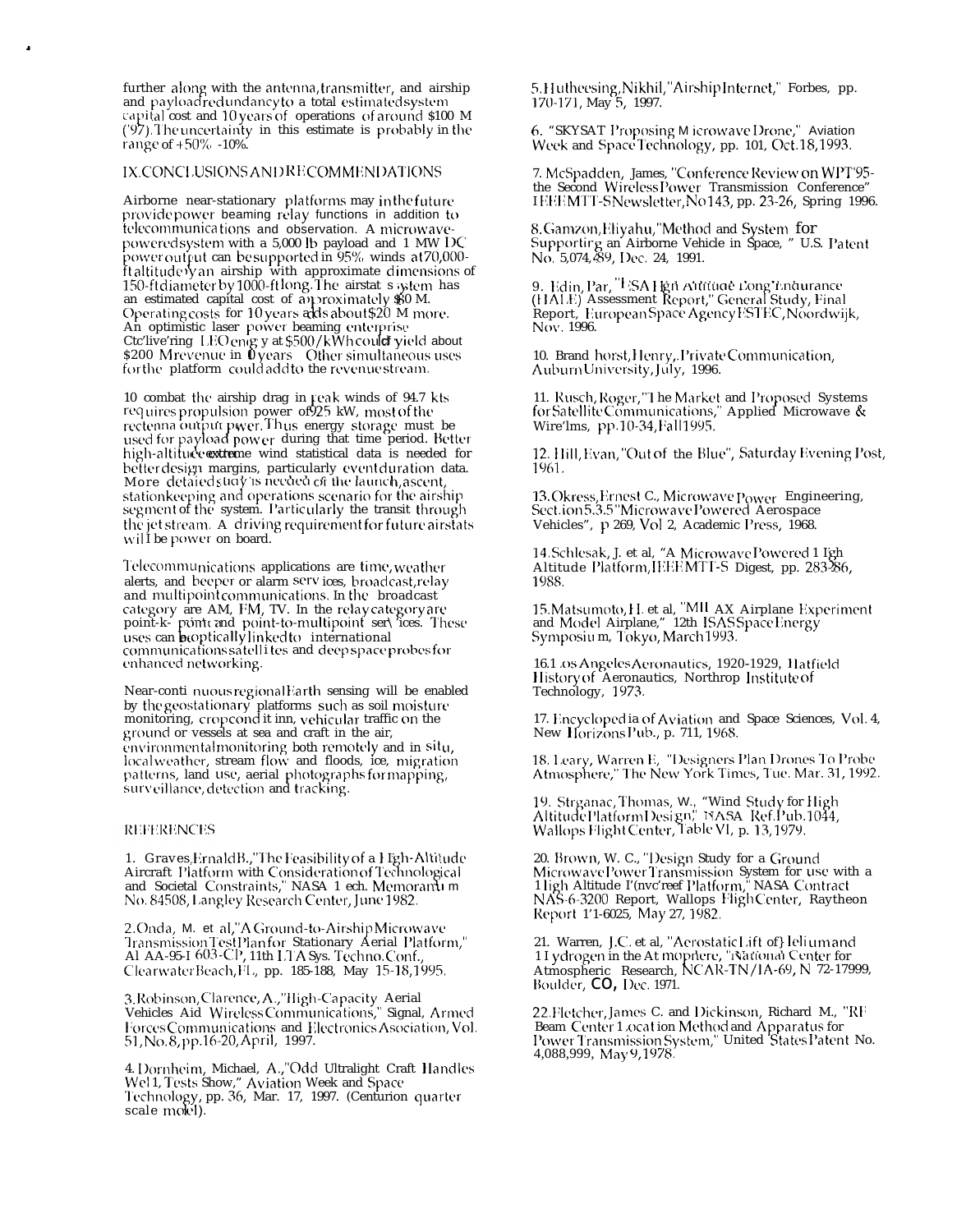further along with the antenna, transmitter, and airship and payload redundancy to a total estimated system capital cost and 10 years of operations of around $100 M ('97). The uncertainty in this estimate is probably in the range of +50% -10%.

## IX. CONCLUSIONS AND RECOMMENDATIONS

Airborne near-stationary platforms may in the future provide power beaming relay functions in addition to telecommunications and observation. A microwave-powered system with a 5,000 lb payload and 1 MW DC power output can be supported in 95% winds at 70,000-ft altitude by an airship with approximate dimensions of 150-ft diameter by 1000-ft long. The airstat system has an estimated capital cost of approximately $80 M. Operating costs for 10 years adds about $20 M more. An optimistic laser power beaming enterprise Ctc'live'ring LEO energy at $500/kWh could yield about $200 M revenue in 10 years. Other simultaneous uses for the platform could add to the revenue stream.

To combat the airship drag in peak winds of 94.7 kts requires propulsion power of 925 kW, most of the rectenna output power. Thus energy storage must be used for payload power during that time period. Better high-altitude extreme wind statistical data is needed for better design margins, particularly event duration data. More detailed study is needed on the launch, ascent, stationkeeping and operations scenario for the airship segment of the system. Particularly the transit through the jet stream. A driving requirement for future airstats will be power on board.

Telecommunications applications are time, weather alerts, and beeper or alarm services, broadcast, relay and multipoint communications. In the broadcast category are AM, FM, TV. In the relay category are point-to-point and point-to-multipoint services. These uses can be optically linked to international communications satellites and deep space probes for enhanced networking.

Near-continuous regional Earth sensing will be enabled by the geostationary platforms such as soil moisture monitoring, cropcondition, vehicular traffic on the ground or vessels at sea and craft in the air, environmental monitoring both remotely and in situ, local weather, stream flow and floods, ice, migration patterns, land use, aerial photographs for mapping, surveillance, detection and tracking.

## REFERENCES

1. Graves, Ernald B., "The Feasibility of a High-Altitude Aircraft Platform with Consideration of Technological and Societal Constraints," NASA Tech. Memorandum No. 84508, Langley Research Center, June 1982.

2. Onda, M. et al, "A Ground-to-Airship Microwave Transmission Test Plan for Stationary Aerial Platform," AIAA-95-1603-CP, 11th LTA Sys. Techno. Conf., Clearwater Beach, FL, pp. 185-188, May 15-18, 1995.

3. Robinson, Clarence, A., "High-Capacity Aerial Vehicles Aid Wireless Communications," Signal, Armed Forces Communications and Electronics Asociation, Vol. 51, No. 8, pp. 16-20, April, 1997.

4. Dornheim, Michael, A., "Odd Ultralight Craft Handles Well, Tests Show," Aviation Week and Space Technology, pp. 36, Mar. 17, 1997. (Centurion quarter scale model).

5. Hutheesing, Nikhil, "Airship Internet," Forbes, pp. 170-171, May 5, 1997.

6. "SKYSAT Proposing Microwave Drone," Aviation Week and Space Technology, pp. 101, Oct. 18, 1993.

7. McSpadden, James, "Conference Review on WPT'95- the Second Wireless Power Transmission Conference" IEEE MTT-S Newsletter, No 143, pp. 23-26, Spring 1996.

8. Gamzon, Eliyahu, "Method and System for Supporting an Airborne Vehicle in Space, " U.S. Patent No. 5,074,489, Dec. 24, 1991.

9. Edin, Par, "ESA High Altitude Long Endurance (HALE) Assessment Report," General Study, Final Report, European Space Agency ESTEC, Noordwijk, Nov. 1996.

10. Brand horst, Henry, Private Communication, Auburn University, July, 1996.

11. Rusch, Roger, "The Market and Proposed Systems for Satellite Communications," Applied Microwave & Wire'lms, pp. 10-34, Fall 1995.

12. Hill, Evan, "Out of the Blue", Saturday Evening Post, 1961.

13. Okress, Ernest C., Microwave Power Engineering, Section 5.3.5 "Microwave Powered Aerospace Vehicles", p 269, Vol 2, Academic Press, 1968.

14. Schlesak, J. et al, "A Microwave Powered High Altitude Platform, IEEE MTT-S Digest, pp. 283-286, 1988.

15. Matsumoto, H. et al, "MILAX Airplane Experiment and Model Airplane," 12th ISAS Space Energy Symposium, Tokyo, March 1993.

16. Los Angeles Aeronautics, 1920-1929, Hatfield History of Aeronautics, Northrop Institute of Technology, 1973.

17. Encyclopedia of Aviation and Space Sciences, Vol. 4, New Horizons Pub., p. 711, 1968.

18. Leary, Warren E, "Designers Plan Drones To Probe Atmosphere," The New York Times, Tue. Mar. 31, 1992.

19. Strganac, Thomas, W., "Wind Study for High Altitude Platform Design," NASA Ref. Pub. 1044, Wallops Flight Center, Table VI, p. 13, 1979.

20. Brown, W. C., "Design Study for a Ground Microwave Power Transmission System for use with a High Altitude Powered Platform," NASA Contract NAS-6-3200 Report, Wallops Flight Center, Raytheon Report PT-6025, May 27, 1982.

21. Warren, J.C. et al, "Aerostatic Lift of Helium and Hydrogen in the Atmosphere, "National Center for Atmospheric Research, NCAR-TN/IA-69, N 72-17999, Boulder, CO, Dec. 1971.

22. Fletcher, James C. and Dickinson, Richard M., "RF Beam Center Location Method and Apparatus for Power Transmission System," United States Patent No. 4,088,999, May 9, 1978.